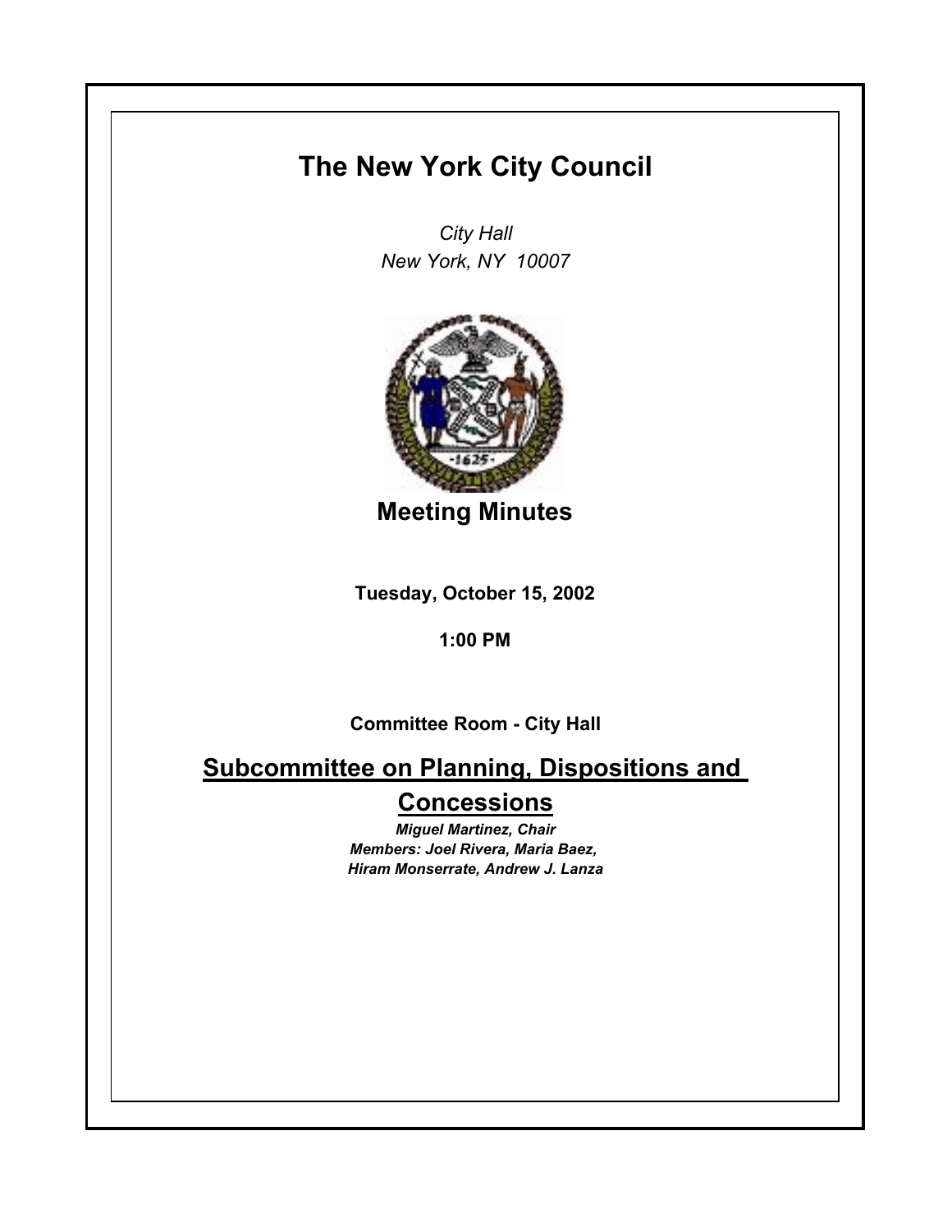# The New York City Council

*City Hall*
*New York, NY 10007*

## Meeting Minutes

**Tuesday, October 15, 2002**

**1:00 PM**

**Committee Room - City Hall**

## Subcommittee on Planning, Dispositions and Concessions

***Miguel Martinez, Chair***
***Members: Joel Rivera, Maria Baez, Hiram Monserrate, Andrew J. Lanza***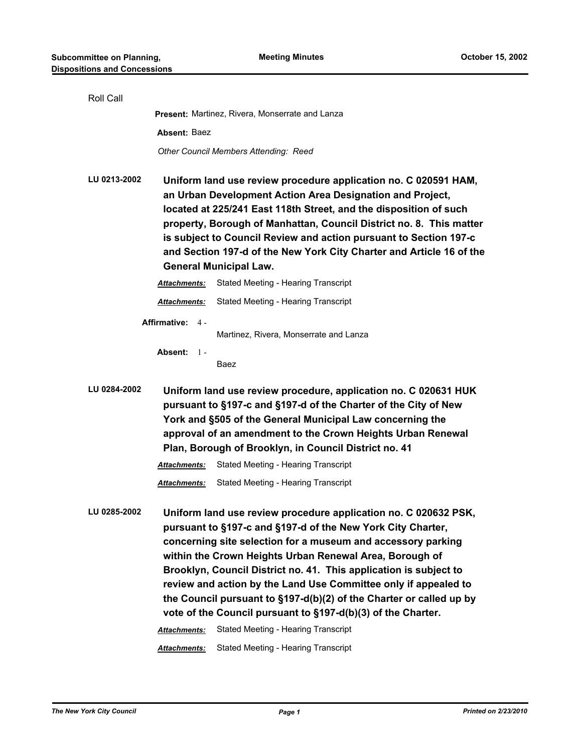Roll Call

**Present:** Martinez, Rivera, Monserrate and Lanza

**Absent:** Baez

*Other Council Members Attending: Reed*

**LU 0213-2002** **Uniform land use review procedure application no. C 020591 HAM, an Urban Development Action Area Designation and Project, located at 225/241 East 118th Street, and the disposition of such property, Borough of Manhattan, Council District no. 8. This matter is subject to Council Review and action pursuant to Section 197-c and Section 197-d of the New York City Charter and Article 16 of the General Municipal Law.**

***Attachments:*** Stated Meeting - Hearing Transcript

***Attachments:*** Stated Meeting - Hearing Transcript

**Affirmative:** 4 - Martinez, Rivera, Monserrate and Lanza

**Absent:** 1 - Baez

**LU 0284-2002** **Uniform land use review procedure, application no. C 020631 HUK pursuant to §197-c and §197-d of the Charter of the City of New York and §505 of the General Municipal Law concerning the approval of an amendment to the Crown Heights Urban Renewal Plan, Borough of Brooklyn, in Council District no. 41**

***Attachments:*** Stated Meeting - Hearing Transcript

***Attachments:*** Stated Meeting - Hearing Transcript

**LU 0285-2002** **Uniform land use review procedure application no. C 020632 PSK, pursuant to §197-c and §197-d of the New York City Charter, concerning site selection for a museum and accessory parking within the Crown Heights Urban Renewal Area, Borough of Brooklyn, Council District no. 41. This application is subject to review and action by the Land Use Committee only if appealed to the Council pursuant to §197-d(b)(2) of the Charter or called up by vote of the Council pursuant to §197-d(b)(3) of the Charter.**

***Attachments:*** Stated Meeting - Hearing Transcript

***Attachments:*** Stated Meeting - Hearing Transcript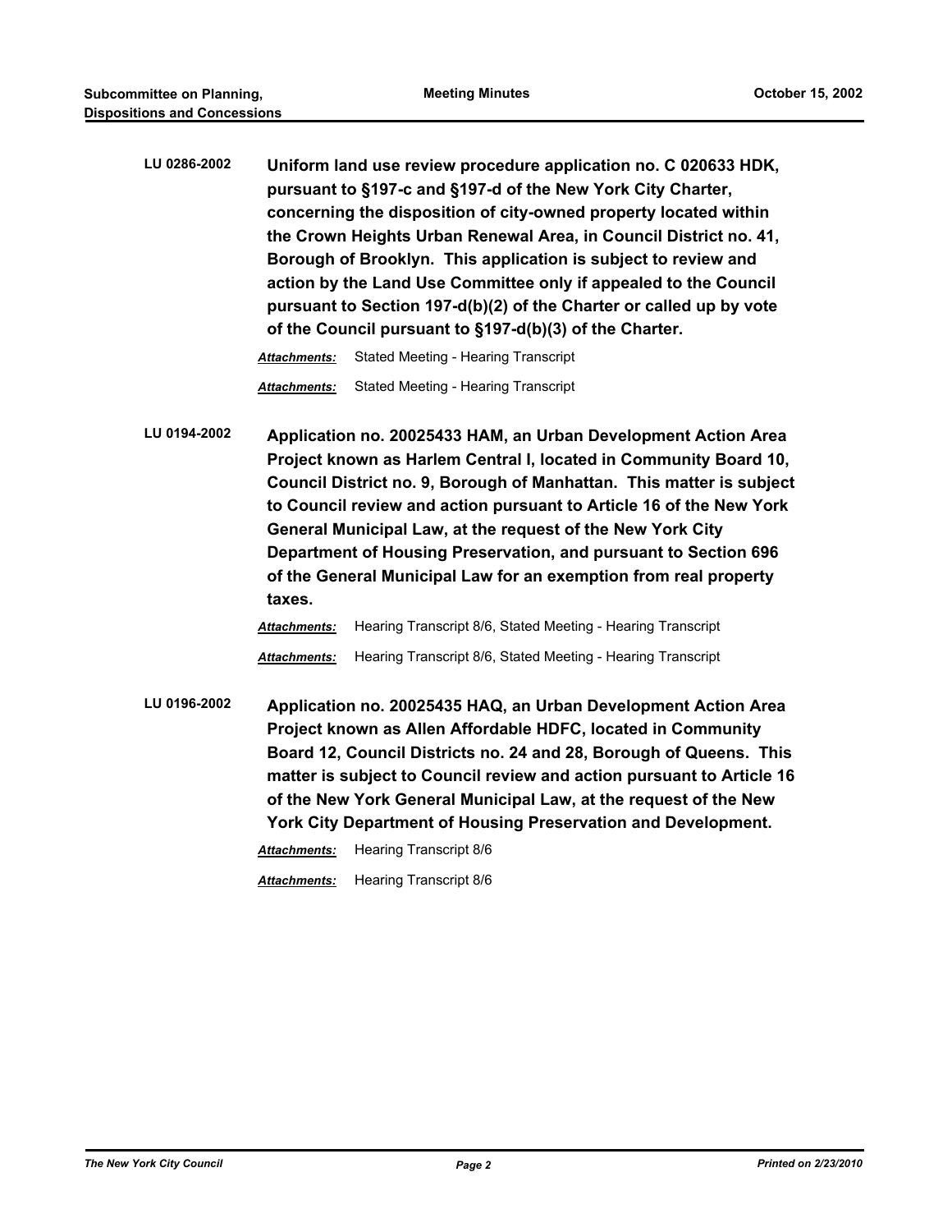**LU 0286-2002** **Uniform land use review procedure application no. C 020633 HDK, pursuant to §197-c and §197-d of the New York City Charter, concerning the disposition of city-owned property located within the Crown Heights Urban Renewal Area, in Council District no. 41, Borough of Brooklyn. This application is subject to review and action by the Land Use Committee only if appealed to the Council pursuant to Section 197-d(b)(2) of the Charter or called up by vote of the Council pursuant to §197-d(b)(3) of the Charter.**

***Attachments:*** Stated Meeting - Hearing Transcript

***Attachments:*** Stated Meeting - Hearing Transcript

**LU 0194-2002** **Application no. 20025433 HAM, an Urban Development Action Area Project known as Harlem Central I, located in Community Board 10, Council District no. 9, Borough of Manhattan. This matter is subject to Council review and action pursuant to Article 16 of the New York General Municipal Law, at the request of the New York City Department of Housing Preservation, and pursuant to Section 696 of the General Municipal Law for an exemption from real property taxes.**

***Attachments:*** Hearing Transcript 8/6, Stated Meeting - Hearing Transcript

***Attachments:*** Hearing Transcript 8/6, Stated Meeting - Hearing Transcript

**LU 0196-2002** **Application no. 20025435 HAQ, an Urban Development Action Area Project known as Allen Affordable HDFC, located in Community Board 12, Council Districts no. 24 and 28, Borough of Queens. This matter is subject to Council review and action pursuant to Article 16 of the New York General Municipal Law, at the request of the New York City Department of Housing Preservation and Development.**

***Attachments:*** Hearing Transcript 8/6

***Attachments:*** Hearing Transcript 8/6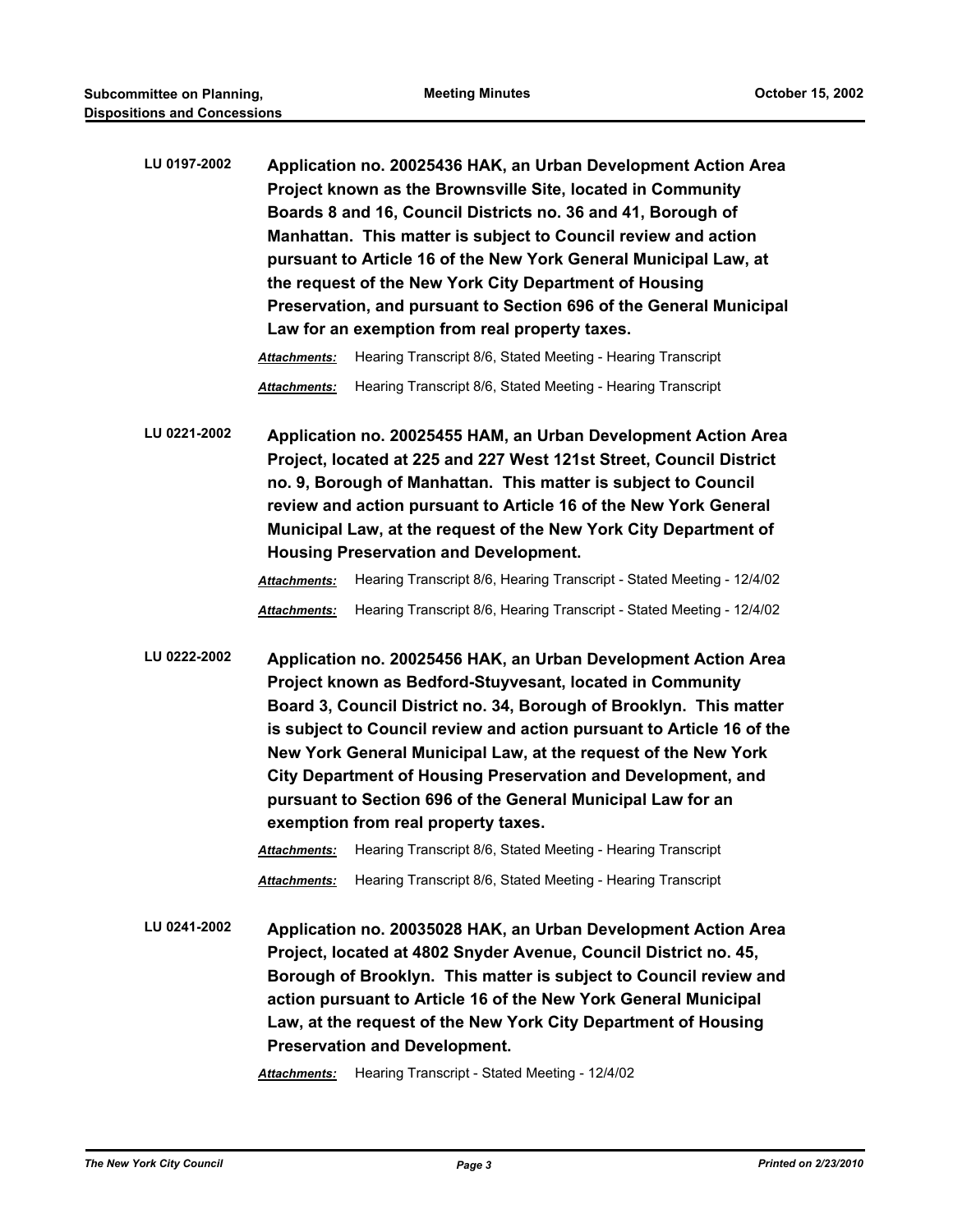**LU 0197-2002** **Application no. 20025436 HAK, an Urban Development Action Area Project known as the Brownsville Site, located in Community Boards 8 and 16, Council Districts no. 36 and 41, Borough of Manhattan. This matter is subject to Council review and action pursuant to Article 16 of the New York General Municipal Law, at the request of the New York City Department of Housing Preservation, and pursuant to Section 696 of the General Municipal Law for an exemption from real property taxes.**

***Attachments:*** Hearing Transcript 8/6, Stated Meeting - Hearing Transcript

***Attachments:*** Hearing Transcript 8/6, Stated Meeting - Hearing Transcript

**LU 0221-2002** **Application no. 20025455 HAM, an Urban Development Action Area Project, located at 225 and 227 West 121st Street, Council District no. 9, Borough of Manhattan. This matter is subject to Council review and action pursuant to Article 16 of the New York General Municipal Law, at the request of the New York City Department of Housing Preservation and Development.**

***Attachments:*** Hearing Transcript 8/6, Hearing Transcript - Stated Meeting - 12/4/02

***Attachments:*** Hearing Transcript 8/6, Hearing Transcript - Stated Meeting - 12/4/02

**LU 0222-2002** **Application no. 20025456 HAK, an Urban Development Action Area Project known as Bedford-Stuyvesant, located in Community Board 3, Council District no. 34, Borough of Brooklyn. This matter is subject to Council review and action pursuant to Article 16 of the New York General Municipal Law, at the request of the New York City Department of Housing Preservation and Development, and pursuant to Section 696 of the General Municipal Law for an exemption from real property taxes.**

***Attachments:*** Hearing Transcript 8/6, Stated Meeting - Hearing Transcript

***Attachments:*** Hearing Transcript 8/6, Stated Meeting - Hearing Transcript

**LU 0241-2002** **Application no. 20035028 HAK, an Urban Development Action Area Project, located at 4802 Snyder Avenue, Council District no. 45, Borough of Brooklyn. This matter is subject to Council review and action pursuant to Article 16 of the New York General Municipal Law, at the request of the New York City Department of Housing Preservation and Development.**

***Attachments:*** Hearing Transcript - Stated Meeting - 12/4/02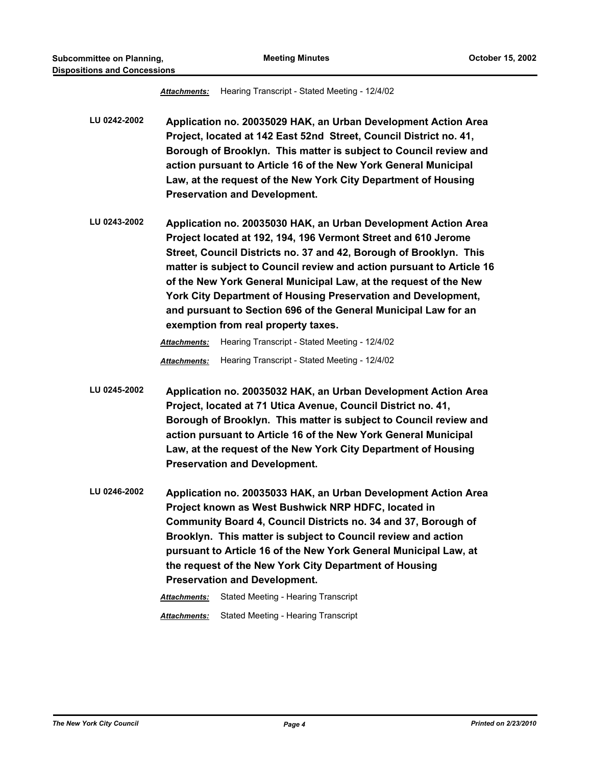***Attachments:*** Hearing Transcript - Stated Meeting - 12/4/02

**LU 0242-2002** **Application no. 20035029 HAK, an Urban Development Action Area Project, located at 142 East 52nd Street, Council District no. 41, Borough of Brooklyn. This matter is subject to Council review and action pursuant to Article 16 of the New York General Municipal Law, at the request of the New York City Department of Housing Preservation and Development.**

**LU 0243-2002** **Application no. 20035030 HAK, an Urban Development Action Area Project located at 192, 194, 196 Vermont Street and 610 Jerome Street, Council Districts no. 37 and 42, Borough of Brooklyn. This matter is subject to Council review and action pursuant to Article 16 of the New York General Municipal Law, at the request of the New York City Department of Housing Preservation and Development, and pursuant to Section 696 of the General Municipal Law for an exemption from real property taxes.**

***Attachments:*** Hearing Transcript - Stated Meeting - 12/4/02

***Attachments:*** Hearing Transcript - Stated Meeting - 12/4/02

**LU 0245-2002** **Application no. 20035032 HAK, an Urban Development Action Area Project, located at 71 Utica Avenue, Council District no. 41, Borough of Brooklyn. This matter is subject to Council review and action pursuant to Article 16 of the New York General Municipal Law, at the request of the New York City Department of Housing Preservation and Development.**

**LU 0246-2002** **Application no. 20035033 HAK, an Urban Development Action Area Project known as West Bushwick NRP HDFC, located in Community Board 4, Council Districts no. 34 and 37, Borough of Brooklyn. This matter is subject to Council review and action pursuant to Article 16 of the New York General Municipal Law, at the request of the New York City Department of Housing Preservation and Development.**

***Attachments:*** Stated Meeting - Hearing Transcript

***Attachments:*** Stated Meeting - Hearing Transcript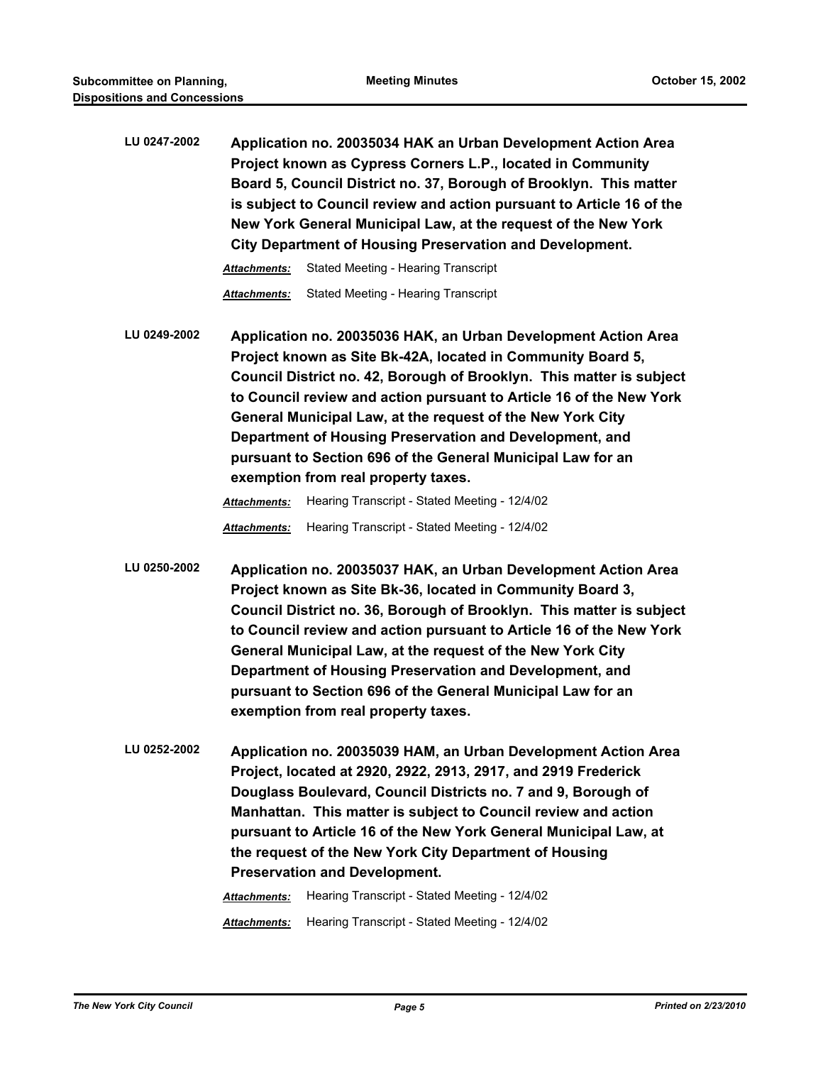**LU 0247-2002** **Application no. 20035034 HAK an Urban Development Action Area Project known as Cypress Corners L.P., located in Community Board 5, Council District no. 37, Borough of Brooklyn. This matter is subject to Council review and action pursuant to Article 16 of the New York General Municipal Law, at the request of the New York City Department of Housing Preservation and Development.**

***Attachments:*** Stated Meeting - Hearing Transcript

***Attachments:*** Stated Meeting - Hearing Transcript

**LU 0249-2002** **Application no. 20035036 HAK, an Urban Development Action Area Project known as Site Bk-42A, located in Community Board 5, Council District no. 42, Borough of Brooklyn. This matter is subject to Council review and action pursuant to Article 16 of the New York General Municipal Law, at the request of the New York City Department of Housing Preservation and Development, and pursuant to Section 696 of the General Municipal Law for an exemption from real property taxes.**

***Attachments:*** Hearing Transcript - Stated Meeting - 12/4/02

***Attachments:*** Hearing Transcript - Stated Meeting - 12/4/02

**LU 0250-2002** **Application no. 20035037 HAK, an Urban Development Action Area Project known as Site Bk-36, located in Community Board 3, Council District no. 36, Borough of Brooklyn. This matter is subject to Council review and action pursuant to Article 16 of the New York General Municipal Law, at the request of the New York City Department of Housing Preservation and Development, and pursuant to Section 696 of the General Municipal Law for an exemption from real property taxes.**

**LU 0252-2002** **Application no. 20035039 HAM, an Urban Development Action Area Project, located at 2920, 2922, 2913, 2917, and 2919 Frederick Douglass Boulevard, Council Districts no. 7 and 9, Borough of Manhattan. This matter is subject to Council review and action pursuant to Article 16 of the New York General Municipal Law, at the request of the New York City Department of Housing Preservation and Development.**

***Attachments:*** Hearing Transcript - Stated Meeting - 12/4/02

***Attachments:*** Hearing Transcript - Stated Meeting - 12/4/02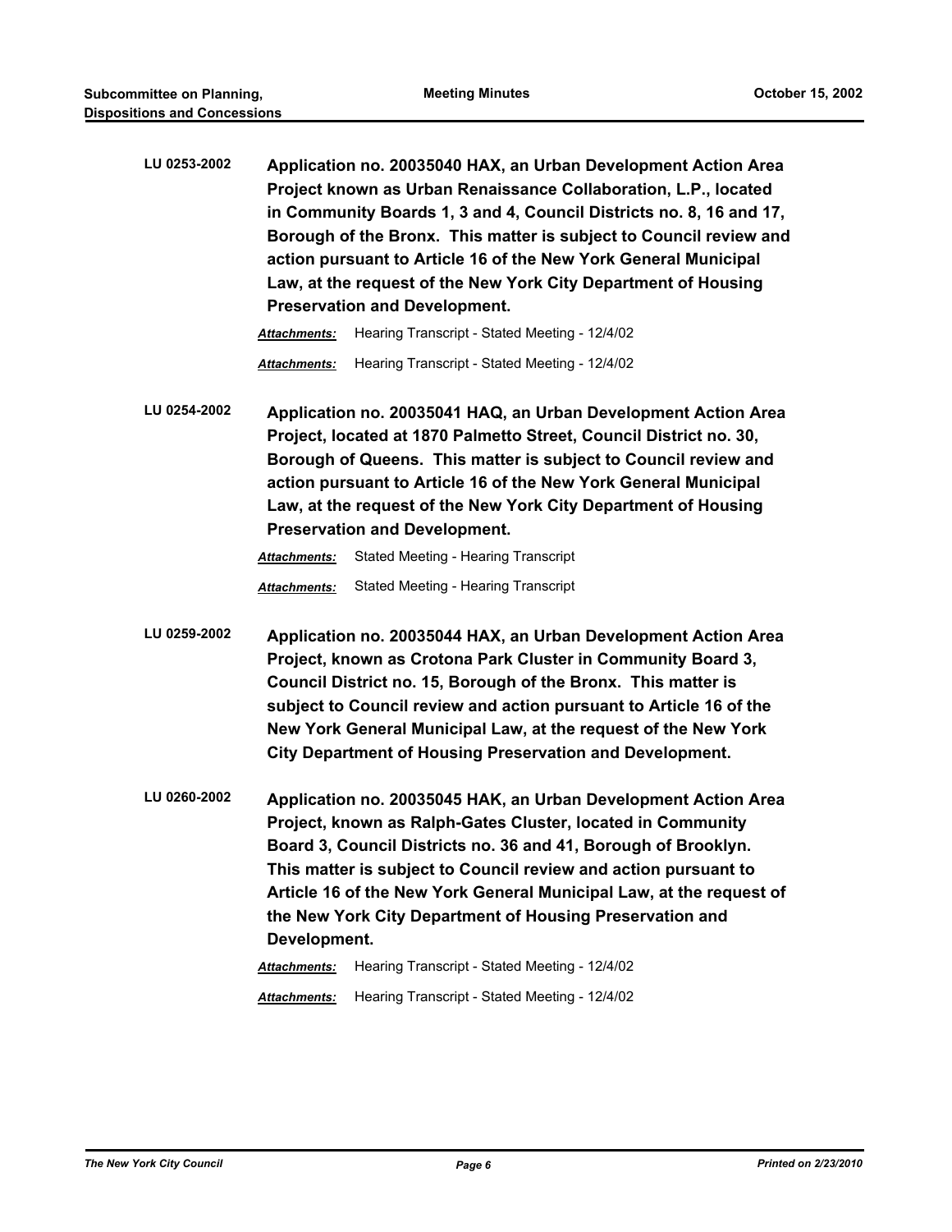**LU 0253-2002** **Application no. 20035040 HAX, an Urban Development Action Area Project known as Urban Renaissance Collaboration, L.P., located in Community Boards 1, 3 and 4, Council Districts no. 8, 16 and 17, Borough of the Bronx. This matter is subject to Council review and action pursuant to Article 16 of the New York General Municipal Law, at the request of the New York City Department of Housing Preservation and Development.**

***Attachments:*** Hearing Transcript - Stated Meeting - 12/4/02

***Attachments:*** Hearing Transcript - Stated Meeting - 12/4/02

**LU 0254-2002** **Application no. 20035041 HAQ, an Urban Development Action Area Project, located at 1870 Palmetto Street, Council District no. 30, Borough of Queens. This matter is subject to Council review and action pursuant to Article 16 of the New York General Municipal Law, at the request of the New York City Department of Housing Preservation and Development.**

***Attachments:*** Stated Meeting - Hearing Transcript

***Attachments:*** Stated Meeting - Hearing Transcript

**LU 0259-2002** **Application no. 20035044 HAX, an Urban Development Action Area Project, known as Crotona Park Cluster in Community Board 3, Council District no. 15, Borough of the Bronx. This matter is subject to Council review and action pursuant to Article 16 of the New York General Municipal Law, at the request of the New York City Department of Housing Preservation and Development.**

**LU 0260-2002** **Application no. 20035045 HAK, an Urban Development Action Area Project, known as Ralph-Gates Cluster, located in Community Board 3, Council Districts no. 36 and 41, Borough of Brooklyn. This matter is subject to Council review and action pursuant to Article 16 of the New York General Municipal Law, at the request of the New York City Department of Housing Preservation and Development.**

***Attachments:*** Hearing Transcript - Stated Meeting - 12/4/02

***Attachments:*** Hearing Transcript - Stated Meeting - 12/4/02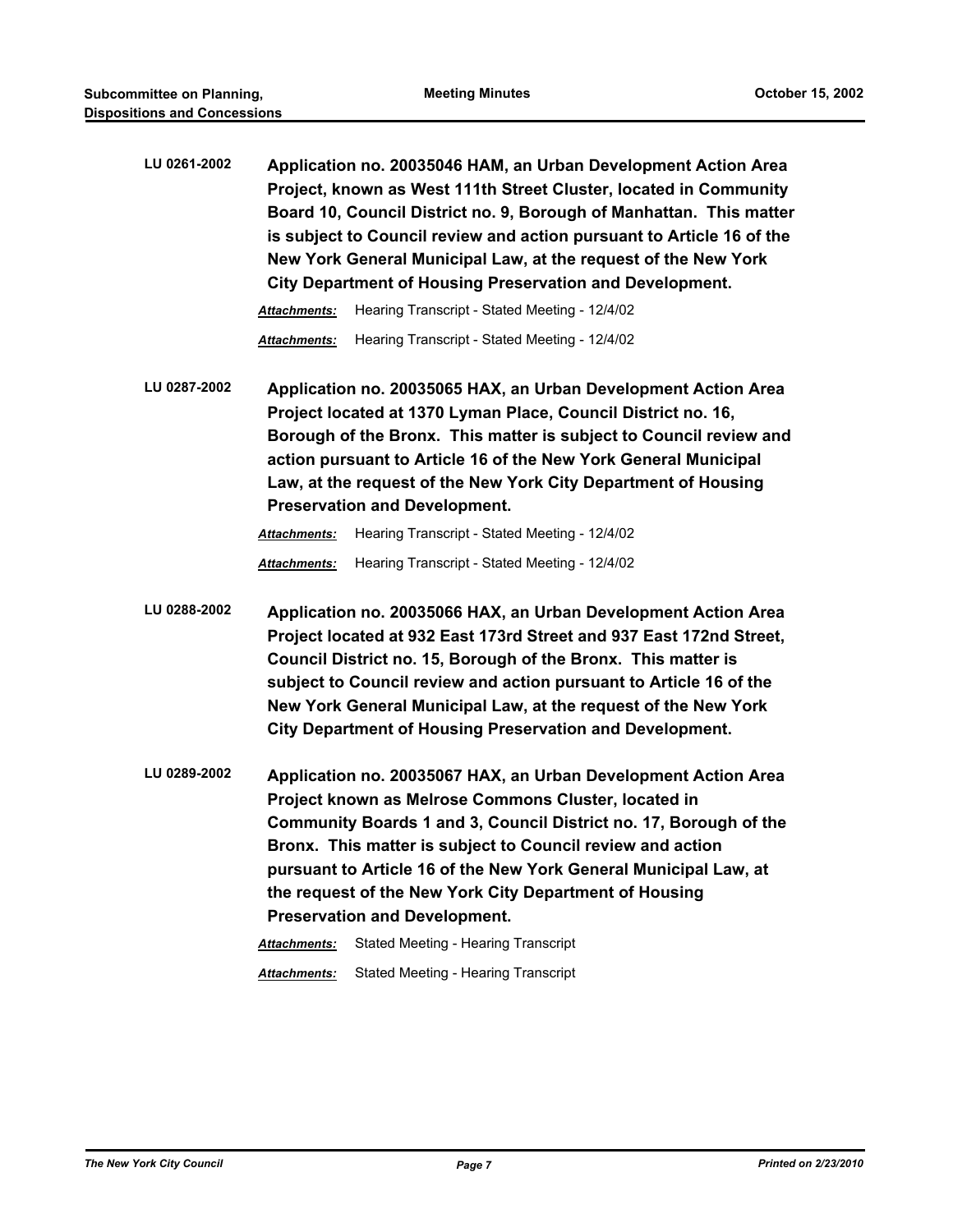**LU 0261-2002** **Application no. 20035046 HAM, an Urban Development Action Area Project, known as West 111th Street Cluster, located in Community Board 10, Council District no. 9, Borough of Manhattan. This matter is subject to Council review and action pursuant to Article 16 of the New York General Municipal Law, at the request of the New York City Department of Housing Preservation and Development.**

***Attachments:*** Hearing Transcript - Stated Meeting - 12/4/02

***Attachments:*** Hearing Transcript - Stated Meeting - 12/4/02

**LU 0287-2002** **Application no. 20035065 HAX, an Urban Development Action Area Project located at 1370 Lyman Place, Council District no. 16, Borough of the Bronx. This matter is subject to Council review and action pursuant to Article 16 of the New York General Municipal Law, at the request of the New York City Department of Housing Preservation and Development.**

***Attachments:*** Hearing Transcript - Stated Meeting - 12/4/02

***Attachments:*** Hearing Transcript - Stated Meeting - 12/4/02

**LU 0288-2002** **Application no. 20035066 HAX, an Urban Development Action Area Project located at 932 East 173rd Street and 937 East 172nd Street, Council District no. 15, Borough of the Bronx. This matter is subject to Council review and action pursuant to Article 16 of the New York General Municipal Law, at the request of the New York City Department of Housing Preservation and Development.**

**LU 0289-2002** **Application no. 20035067 HAX, an Urban Development Action Area Project known as Melrose Commons Cluster, located in Community Boards 1 and 3, Council District no. 17, Borough of the Bronx. This matter is subject to Council review and action pursuant to Article 16 of the New York General Municipal Law, at the request of the New York City Department of Housing Preservation and Development.**

***Attachments:*** Stated Meeting - Hearing Transcript

***Attachments:*** Stated Meeting - Hearing Transcript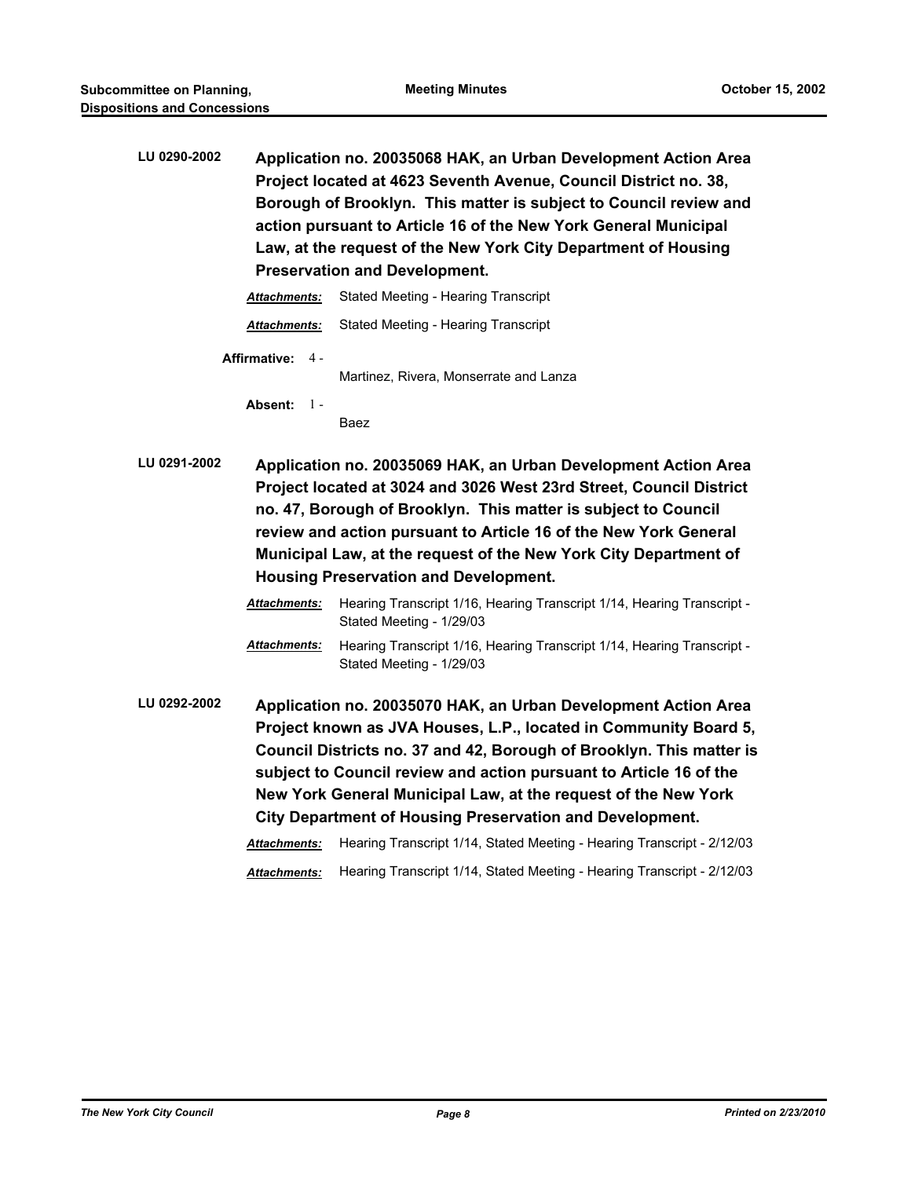**LU 0290-2002** **Application no. 20035068 HAK, an Urban Development Action Area Project located at 4623 Seventh Avenue, Council District no. 38, Borough of Brooklyn. This matter is subject to Council review and action pursuant to Article 16 of the New York General Municipal Law, at the request of the New York City Department of Housing Preservation and Development.**

***Attachments:*** Stated Meeting - Hearing Transcript

***Attachments:*** Stated Meeting - Hearing Transcript

**Affirmative:** 4 - Martinez, Rivera, Monserrate and Lanza

**Absent:** 1 - Baez

**LU 0291-2002** **Application no. 20035069 HAK, an Urban Development Action Area Project located at 3024 and 3026 West 23rd Street, Council District no. 47, Borough of Brooklyn. This matter is subject to Council review and action pursuant to Article 16 of the New York General Municipal Law, at the request of the New York City Department of Housing Preservation and Development.**

***Attachments:*** Hearing Transcript 1/16, Hearing Transcript 1/14, Hearing Transcript - Stated Meeting - 1/29/03

***Attachments:*** Hearing Transcript 1/16, Hearing Transcript 1/14, Hearing Transcript - Stated Meeting - 1/29/03

**LU 0292-2002** **Application no. 20035070 HAK, an Urban Development Action Area Project known as JVA Houses, L.P., located in Community Board 5, Council Districts no. 37 and 42, Borough of Brooklyn. This matter is subject to Council review and action pursuant to Article 16 of the New York General Municipal Law, at the request of the New York City Department of Housing Preservation and Development.**

***Attachments:*** Hearing Transcript 1/14, Stated Meeting - Hearing Transcript - 2/12/03

***Attachments:*** Hearing Transcript 1/14, Stated Meeting - Hearing Transcript - 2/12/03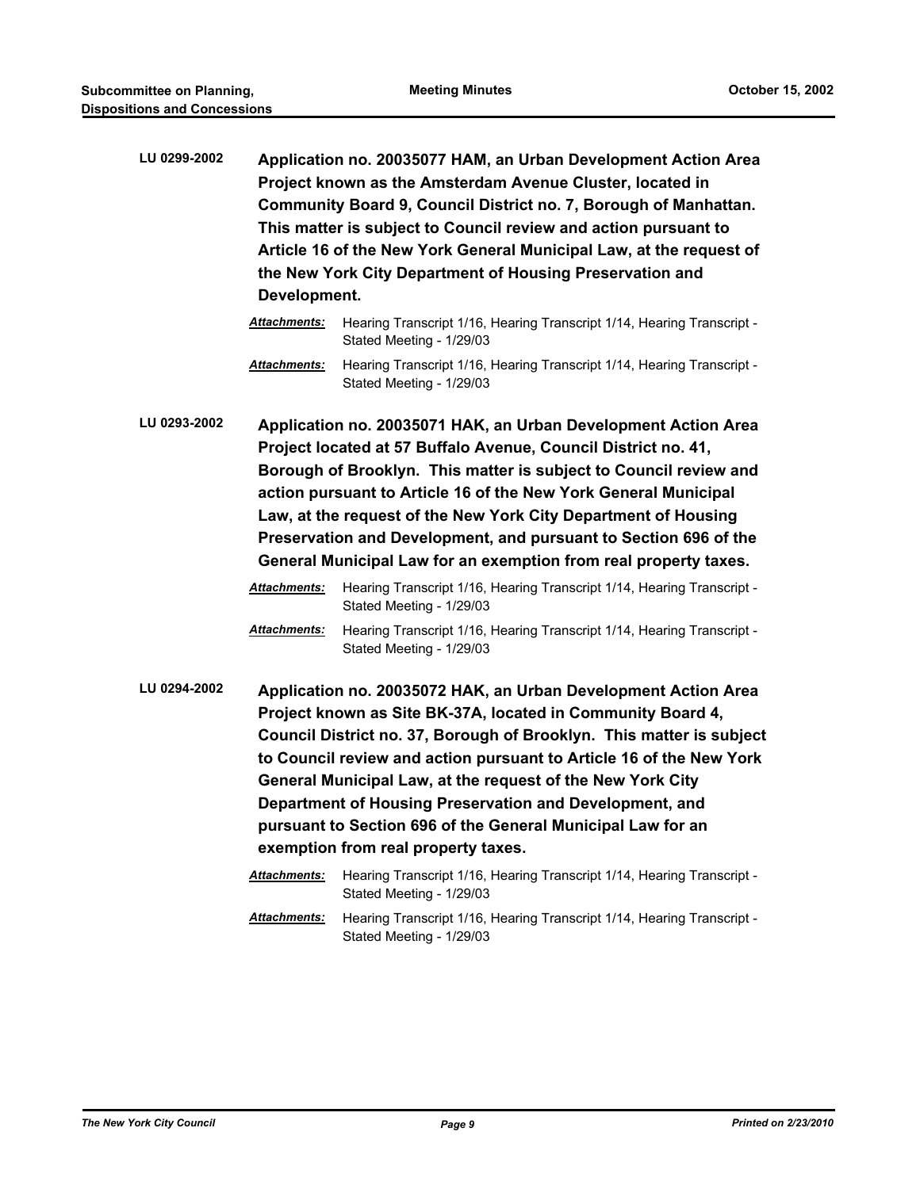**LU 0299-2002** **Application no. 20035077 HAM, an Urban Development Action Area Project known as the Amsterdam Avenue Cluster, located in Community Board 9, Council District no. 7, Borough of Manhattan. This matter is subject to Council review and action pursuant to Article 16 of the New York General Municipal Law, at the request of the New York City Department of Housing Preservation and Development.**

*Attachments:* Hearing Transcript 1/16, Hearing Transcript 1/14, Hearing Transcript - Stated Meeting - 1/29/03

*Attachments:* Hearing Transcript 1/16, Hearing Transcript 1/14, Hearing Transcript - Stated Meeting - 1/29/03

**LU 0293-2002** **Application no. 20035071 HAK, an Urban Development Action Area Project located at 57 Buffalo Avenue, Council District no. 41, Borough of Brooklyn. This matter is subject to Council review and action pursuant to Article 16 of the New York General Municipal Law, at the request of the New York City Department of Housing Preservation and Development, and pursuant to Section 696 of the General Municipal Law for an exemption from real property taxes.**

*Attachments:* Hearing Transcript 1/16, Hearing Transcript 1/14, Hearing Transcript - Stated Meeting - 1/29/03

*Attachments:* Hearing Transcript 1/16, Hearing Transcript 1/14, Hearing Transcript - Stated Meeting - 1/29/03

**LU 0294-2002** **Application no. 20035072 HAK, an Urban Development Action Area Project known as Site BK-37A, located in Community Board 4, Council District no. 37, Borough of Brooklyn. This matter is subject to Council review and action pursuant to Article 16 of the New York General Municipal Law, at the request of the New York City Department of Housing Preservation and Development, and pursuant to Section 696 of the General Municipal Law for an exemption from real property taxes.**

*Attachments:* Hearing Transcript 1/16, Hearing Transcript 1/14, Hearing Transcript - Stated Meeting - 1/29/03

*Attachments:* Hearing Transcript 1/16, Hearing Transcript 1/14, Hearing Transcript - Stated Meeting - 1/29/03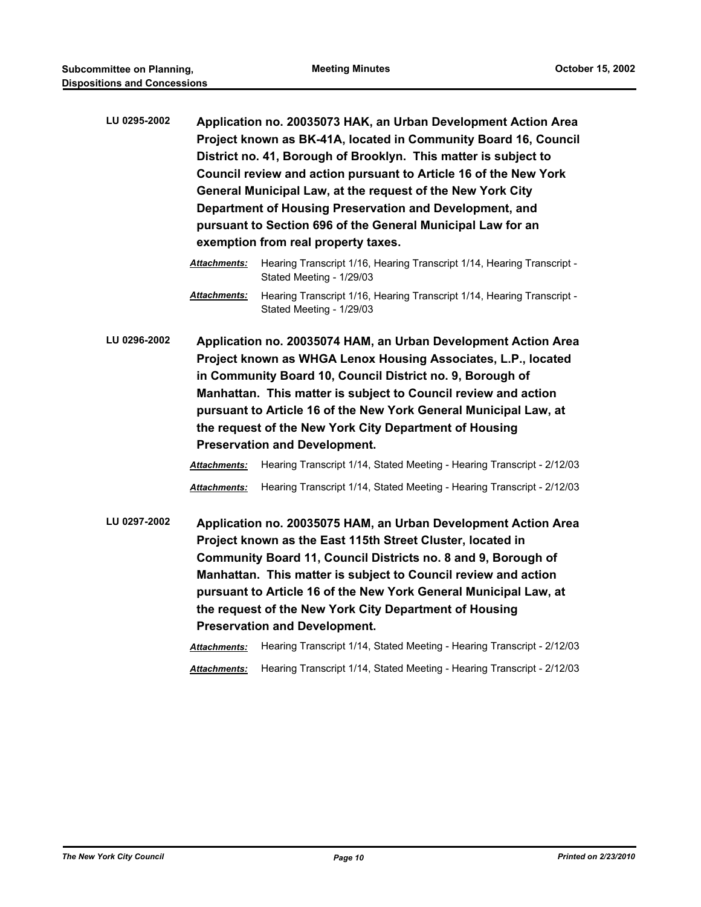**LU 0295-2002** **Application no. 20035073 HAK, an Urban Development Action Area Project known as BK-41A, located in Community Board 16, Council District no. 41, Borough of Brooklyn. This matter is subject to Council review and action pursuant to Article 16 of the New York General Municipal Law, at the request of the New York City Department of Housing Preservation and Development, and pursuant to Section 696 of the General Municipal Law for an exemption from real property taxes.**

***Attachments:*** Hearing Transcript 1/16, Hearing Transcript 1/14, Hearing Transcript - Stated Meeting - 1/29/03

***Attachments:*** Hearing Transcript 1/16, Hearing Transcript 1/14, Hearing Transcript - Stated Meeting - 1/29/03

**LU 0296-2002** **Application no. 20035074 HAM, an Urban Development Action Area Project known as WHGA Lenox Housing Associates, L.P., located in Community Board 10, Council District no. 9, Borough of Manhattan. This matter is subject to Council review and action pursuant to Article 16 of the New York General Municipal Law, at the request of the New York City Department of Housing Preservation and Development.**

***Attachments:*** Hearing Transcript 1/14, Stated Meeting - Hearing Transcript - 2/12/03

***Attachments:*** Hearing Transcript 1/14, Stated Meeting - Hearing Transcript - 2/12/03

**LU 0297-2002** **Application no. 20035075 HAM, an Urban Development Action Area Project known as the East 115th Street Cluster, located in Community Board 11, Council Districts no. 8 and 9, Borough of Manhattan. This matter is subject to Council review and action pursuant to Article 16 of the New York General Municipal Law, at the request of the New York City Department of Housing Preservation and Development.**

***Attachments:*** Hearing Transcript 1/14, Stated Meeting - Hearing Transcript - 2/12/03

***Attachments:*** Hearing Transcript 1/14, Stated Meeting - Hearing Transcript - 2/12/03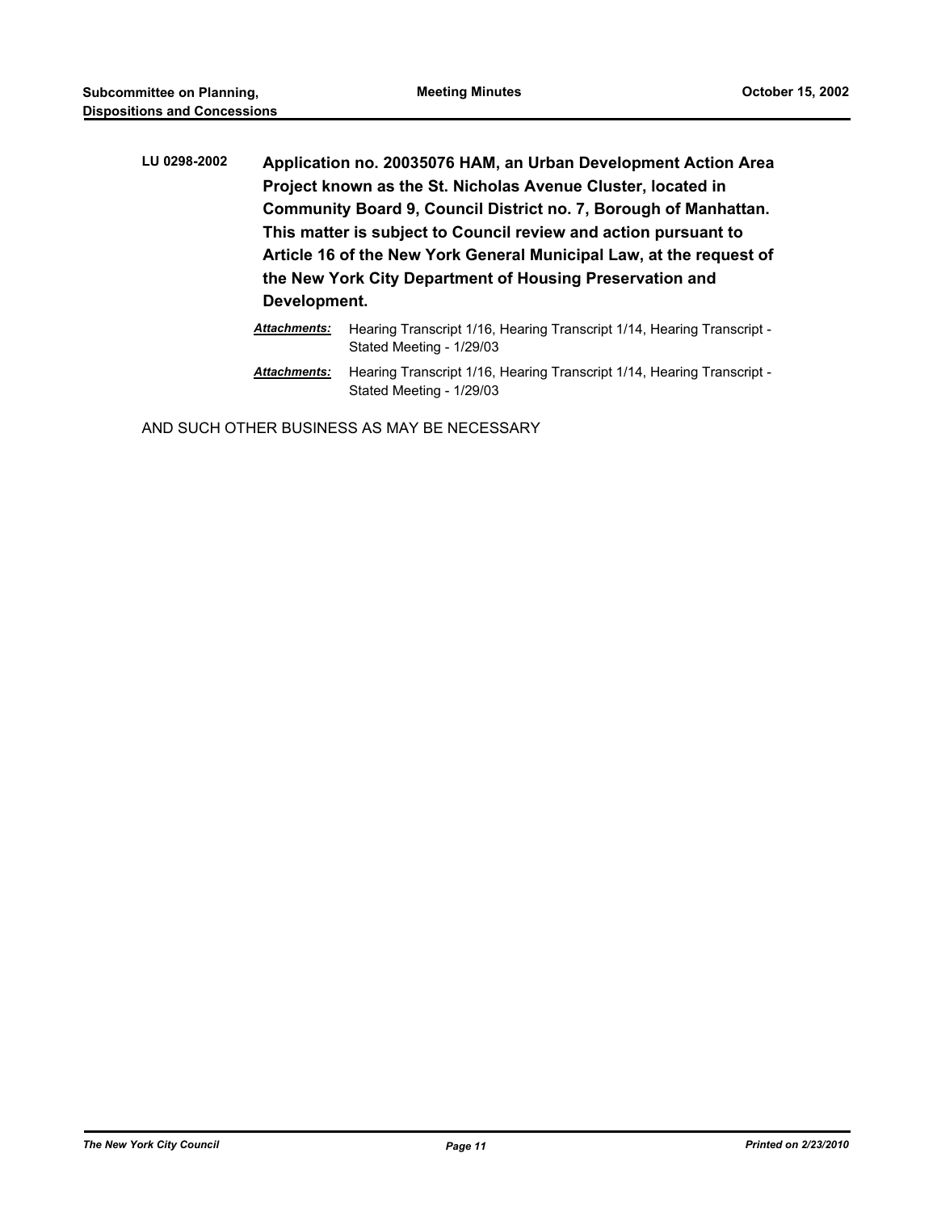**LU 0298-2002** **Application no. 20035076 HAM, an Urban Development Action Area Project known as the St. Nicholas Avenue Cluster, located in Community Board 9, Council District no. 7, Borough of Manhattan. This matter is subject to Council review and action pursuant to Article 16 of the New York General Municipal Law, at the request of the New York City Department of Housing Preservation and Development.**

***Attachments:*** Hearing Transcript 1/16, Hearing Transcript 1/14, Hearing Transcript - Stated Meeting - 1/29/03

***Attachments:*** Hearing Transcript 1/16, Hearing Transcript 1/14, Hearing Transcript - Stated Meeting - 1/29/03

AND SUCH OTHER BUSINESS AS MAY BE NECESSARY